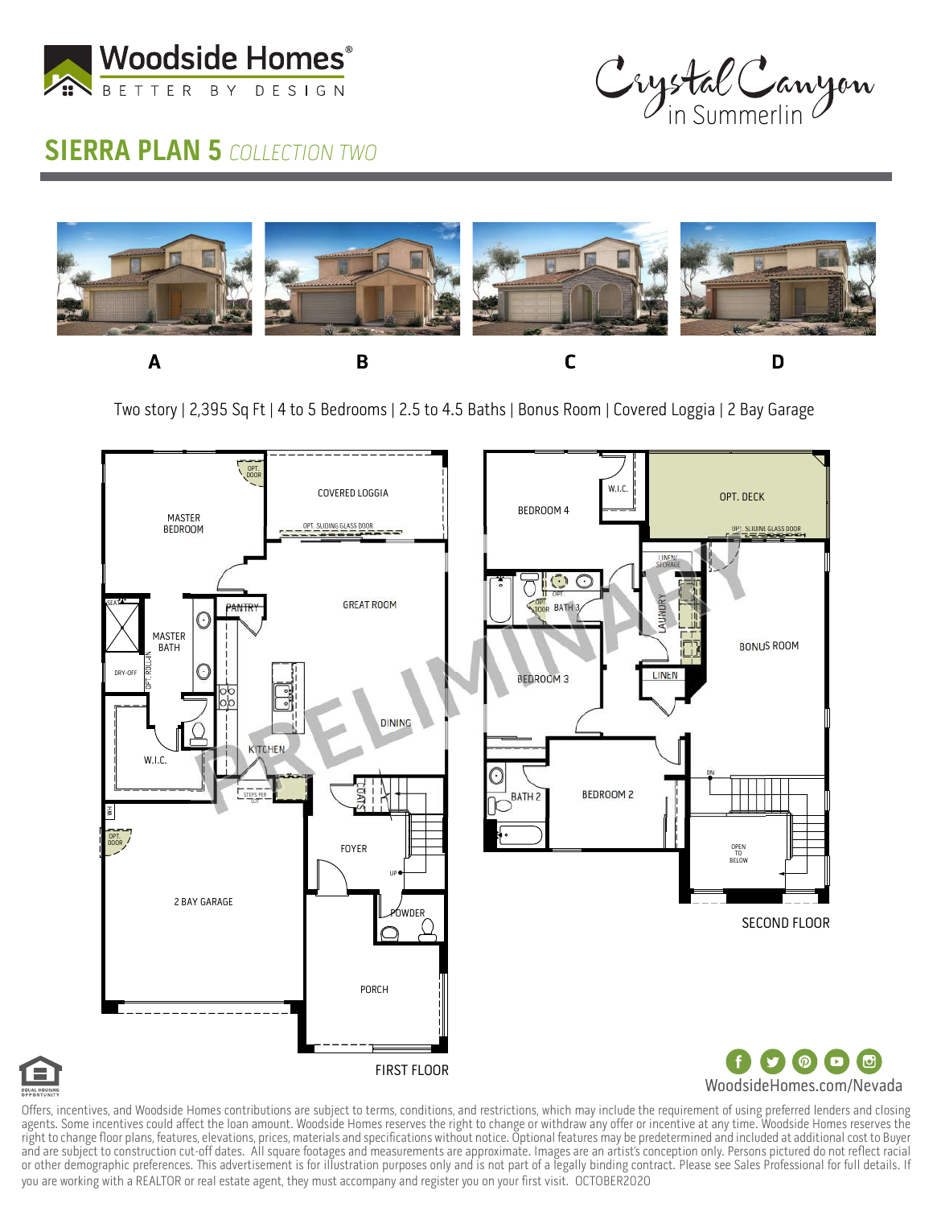Woodside Homes®
BETTER BY DESIGN

Crystal Canyon in Summerlin

# SIERRA PLAN 5 *COLLECTION TWO*

A B C D

Two story | 2,395 Sq Ft | 4 to 5 Bedrooms | 2.5 to 4.5 Baths | Bonus Room | Covered Loggia | 2 Bay Garage

PRELIMINARY

**FIRST FLOOR**

MASTER BEDROOM, OPT. DOOR, COVERED LOGGIA, OPT. SLIDING GLASS DOOR, SEAT, MASTER BATH, DRY-OFF, OPT. ROLL-IN, PANTRY, GREAT ROOM, W.I.C., KITCHEN, DINING, STEPS PER LOT, COATS, WH, OPT. DOOR, FOYER, UP, 2 BAY GARAGE, POWDER, PORCH

**SECOND FLOOR**

BEDROOM 4, W.I.C., OPT. DECK, OPT. SLIDING GLASS DOOR, LINEN/STORAGE, OPT. DOOR, BATH 3, LAUNDRY, BONUS ROOM, BEDROOM 3, LINEN, DN, BATH 2, BEDROOM 2, OPEN TO BELOW

EQUAL HOUSING OPPORTUNITY

WoodsideHomes.com/Nevada

Offers, incentives, and Woodside Homes contributions are subject to terms, conditions, and restrictions, which may include the requirement of using preferred lenders and closing agents. Some incentives could affect the loan amount. Woodside Homes reserves the right to change or withdraw any offer or incentive at any time. Woodside Homes reserves the right to change floor plans, features, elevations, prices, materials and specifications without notice. Optional features may be predetermined and included at additional cost to Buyer and are subject to construction cut-off dates. All square footages and measurements are approximate. Images are an artist's conception only. Persons pictured do not reflect racial or other demographic preferences. This advertisement is for illustration purposes only and is not part of a legally binding contract. Please see Sales Professional for full details. If you are working with a REALTOR or real estate agent, they must accompany and register you on your first visit. OCTOBER2020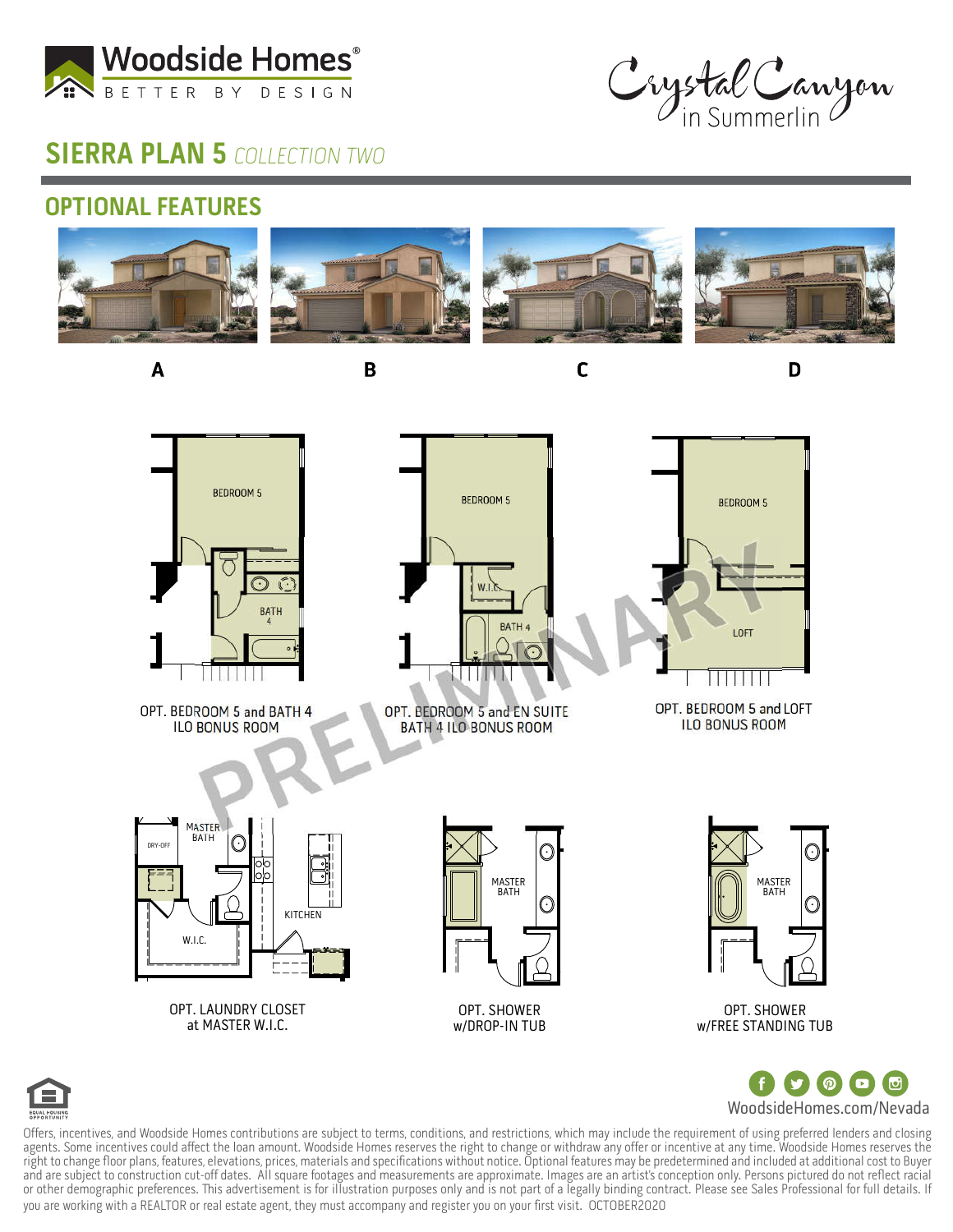Woodside Homes®

BETTER BY DESIGN

Crystal Canyon in Summerlin

# SIERRA PLAN 5 *COLLECTION TWO*

## OPTIONAL FEATURES

A

B

C

D

BEDROOM 5

BATH 4

OPT. BEDROOM 5 and BATH 4 ILO BONUS ROOM

BEDROOM 5

W.I.C.

BATH 4

OPT. BEDROOM 5 and EN SUITE BATH 4 ILO BONUS ROOM

BEDROOM 5

LOFT

OPT. BEDROOM 5 and LOFT ILO BONUS ROOM

PRELIMINARY

DRY-OFF

MASTER BATH

W.I.C.

KITCHEN

OPT. LAUNDRY CLOSET at MASTER W.I.C.

MASTER BATH

OPT. SHOWER w/DROP-IN TUB

MASTER BATH

OPT. SHOWER w/FREE STANDING TUB

EQUAL HOUSING OPPORTUNITY

WoodsideHomes.com/Nevada

Offers, incentives, and Woodside Homes contributions are subject to terms, conditions, and restrictions, which may include the requirement of using preferred lenders and closing agents. Some incentives could affect the loan amount. Woodside Homes reserves the right to change or withdraw any offer or incentive at any time. Woodside Homes reserves the right to change floor plans, features, elevations, prices, materials and specifications without notice. Optional features may be predetermined and included at additional cost to Buyer and are subject to construction cut-off dates. All square footages and measurements are approximate. Images are an artist's conception only. Persons pictured do not reflect racial or other demographic preferences. This advertisement is for illustration purposes only and is not part of a legally binding contract. Please see Sales Professional for full details. If you are working with a REALTOR or real estate agent, they must accompany and register you on your first visit. OCTOBER2020